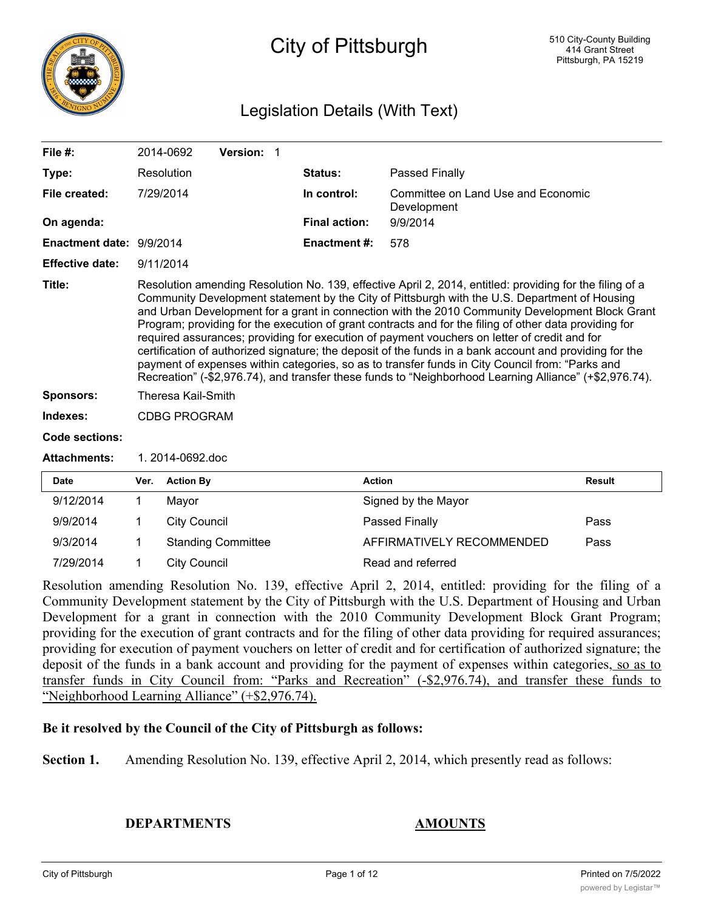# City of Pittsburgh

510 City-County Building
414 Grant Street
Pittsburgh, PA 15219

## Legislation Details (With Text)

| | | | |
|---|---|---|---|
| **File #:** | 2014-0692 **Version:** 1 | | |
| **Type:** | Resolution | **Status:** | Passed Finally |
| **File created:** | 7/29/2014 | **In control:** | Committee on Land Use and Economic Development |
| **On agenda:** | | **Final action:** | 9/9/2014 |
| **Enactment date:** | 9/9/2014 | **Enactment #:** | 578 |
| **Effective date:** | 9/11/2014 | | |

**Title:** Resolution amending Resolution No. 139, effective April 2, 2014, entitled: providing for the filing of a Community Development statement by the City of Pittsburgh with the U.S. Department of Housing and Urban Development for a grant in connection with the 2010 Community Development Block Grant Program; providing for the execution of grant contracts and for the filing of other data providing for required assurances; providing for execution of payment vouchers on letter of credit and for certification of authorized signature; the deposit of the funds in a bank account and providing for the payment of expenses within categories, so as to transfer funds in City Council from: "Parks and Recreation" (-$2,976.74), and transfer these funds to "Neighborhood Learning Alliance" (+$2,976.74).

**Sponsors:** Theresa Kail-Smith

**Indexes:** CDBG PROGRAM

**Code sections:**

**Attachments:** 1. 2014-0692.doc

| Date | Ver. | Action By | Action | Result |
|---|---|---|---|---|
| 9/12/2014 | 1 | Mayor | Signed by the Mayor | |
| 9/9/2014 | 1 | City Council | Passed Finally | Pass |
| 9/3/2014 | 1 | Standing Committee | AFFIRMATIVELY RECOMMENDED | Pass |
| 7/29/2014 | 1 | City Council | Read and referred | |

Resolution amending Resolution No. 139, effective April 2, 2014, entitled: providing for the filing of a Community Development statement by the City of Pittsburgh with the U.S. Department of Housing and Urban Development for a grant in connection with the 2010 Community Development Block Grant Program; providing for the execution of grant contracts and for the filing of other data providing for required assurances; providing for execution of payment vouchers on letter of credit and for certification of authorized signature; the deposit of the funds in a bank account and providing for the payment of expenses within categories, <u>so as to transfer funds in City Council from: "Parks and Recreation" (-$2,976.74), and transfer these funds to "Neighborhood Learning Alliance" (+$2,976.74).</u>

**Be it resolved by the Council of the City of Pittsburgh as follows:**

**Section 1.** Amending Resolution No. 139, effective April 2, 2014, which presently read as follows:

**DEPARTMENTS** **<u>AMOUNTS</u>**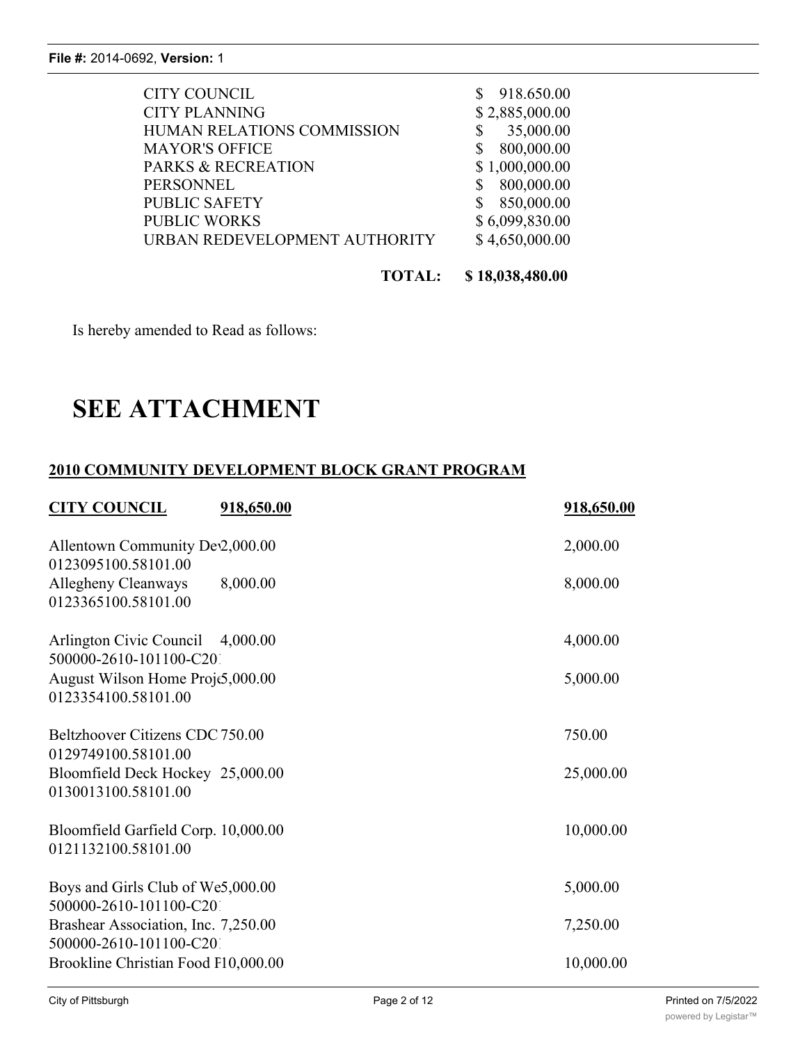| | |
|---|---|
| CITY COUNCIL | $ 918.650.00 |
| CITY PLANNING | $ 2,885,000.00 |
| HUMAN RELATIONS COMMISSION | $ 35,000.00 |
| MAYOR'S OFFICE | $ 800,000.00 |
| PARKS & RECREATION | $ 1,000,000.00 |
| PERSONNEL | $ 800,000.00 |
| PUBLIC SAFETY | $ 850,000.00 |
| PUBLIC WORKS | $ 6,099,830.00 |
| URBAN REDEVELOPMENT AUTHORITY | $ 4,650,000.00 |
| **TOTAL:** | **$ 18,038,480.00** |

Is hereby amended to Read as follows:

# SEE ATTACHMENT

**2010 COMMUNITY DEVELOPMENT BLOCK GRANT PROGRAM**

| | | |
|---|---|---|
| **CITY COUNCIL** | **918,650.00** | **918,650.00** |
| Allentown Community De 0123095100.58101.00 | 2,000.00 | 2,000.00 |
| Allegheny Cleanways 0123365100.58101.00 | 8,000.00 | 8,000.00 |
| Arlington Civic Council 500000-2610-101100-C20 | 4,000.00 | 4,000.00 |
| August Wilson Home Proj 0123354100.58101.00 | 5,000.00 | 5,000.00 |
| Beltzhoover Citizens CDC 0129749100.58101.00 | 750.00 | 750.00 |
| Bloomfield Deck Hockey 0130013100.58101.00 | 25,000.00 | 25,000.00 |
| Bloomfield Garfield Corp. 0121132100.58101.00 | 10,000.00 | 10,000.00 |
| Boys and Girls Club of We 500000-2610-101100-C20 | 5,000.00 | 5,000.00 |
| Brashear Association, Inc. 500000-2610-101100-C20 | 7,250.00 | 7,250.00 |
| Brookline Christian Food F | 10,000.00 | 10,000.00 |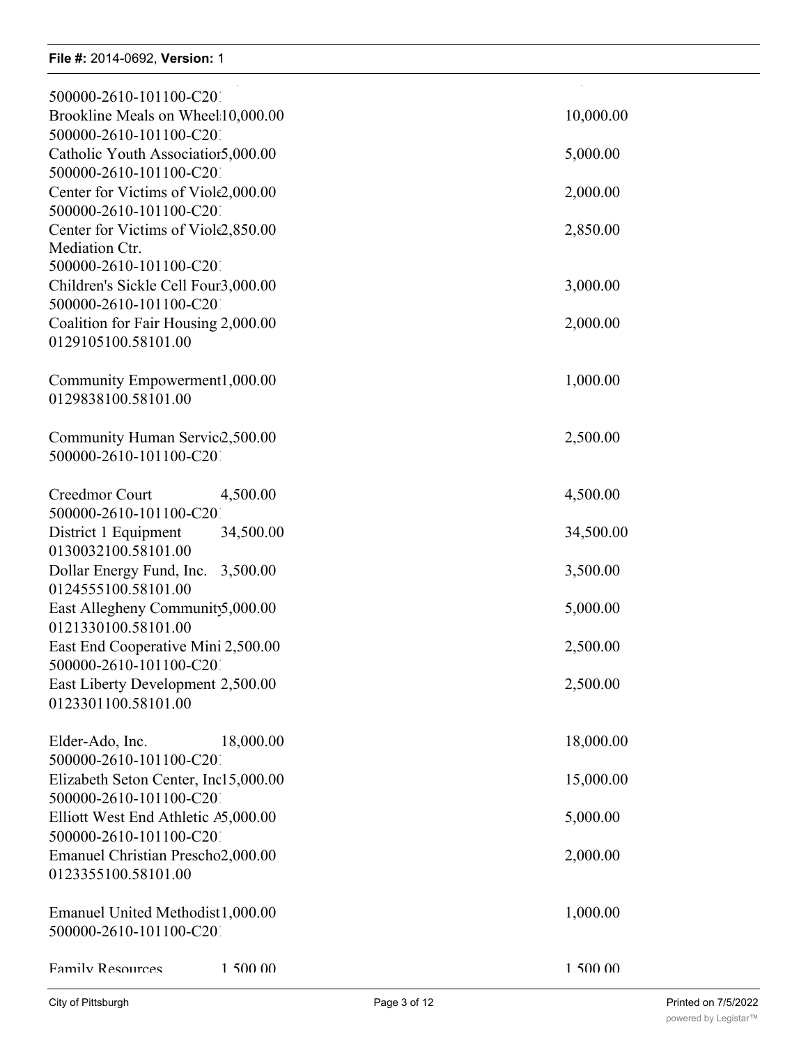| | | |
|---|---|---|
| 500000-2610-101100-C20 | | |
| Brookline Meals on Wheel | 10,000.00 | 10,000.00 |
| 500000-2610-101100-C20 | | |
| Catholic Youth Association | 5,000.00 | 5,000.00 |
| 500000-2610-101100-C20 | | |
| Center for Victims of Viole | 2,000.00 | 2,000.00 |
| 500000-2610-101100-C20 | | |
| Center for Victims of Viole Mediation Ctr. | 2,850.00 | 2,850.00 |
| 500000-2610-101100-C20 | | |
| Children's Sickle Cell Four | 3,000.00 | 3,000.00 |
| 500000-2610-101100-C20 | | |
| Coalition for Fair Housing | 2,000.00 | 2,000.00 |
| 0129105100.58101.00 | | |
| Community Empowerment | 1,000.00 | 1,000.00 |
| 0129838100.58101.00 | | |
| Community Human Servic | 2,500.00 | 2,500.00 |
| 500000-2610-101100-C20 | | |
| Creedmor Court | 4,500.00 | 4,500.00 |
| 500000-2610-101100-C20 | | |
| District 1 Equipment | 34,500.00 | 34,500.00 |
| 0130032100.58101.00 | | |
| Dollar Energy Fund, Inc. | 3,500.00 | 3,500.00 |
| 0124555100.58101.00 | | |
| East Allegheny Community | 5,000.00 | 5,000.00 |
| 0121330100.58101.00 | | |
| East End Cooperative Mini | 2,500.00 | 2,500.00 |
| 500000-2610-101100-C20 | | |
| East Liberty Development | 2,500.00 | 2,500.00 |
| 0123301100.58101.00 | | |
| Elder-Ado, Inc. | 18,000.00 | 18,000.00 |
| 500000-2610-101100-C20 | | |
| Elizabeth Seton Center, Inc | 15,000.00 | 15,000.00 |
| 500000-2610-101100-C20 | | |
| Elliott West End Athletic A | 5,000.00 | 5,000.00 |
| 500000-2610-101100-C20 | | |
| Emanuel Christian Prescho | 2,000.00 | 2,000.00 |
| 0123355100.58101.00 | | |
| Emanuel United Methodist | 1,000.00 | 1,000.00 |
| 500000-2610-101100-C20 | | |
| Family Resources | 1,500.00 | 1,500.00 |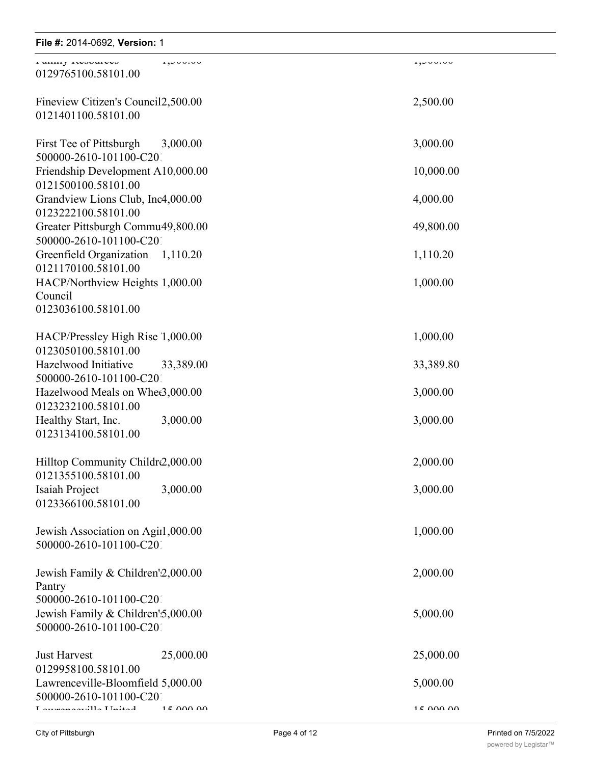| | | |
|---|---|---|
| Family Resources 0129765100.58101.00 | 1,500.00 | 1,500.00 |
| Fineview Citizen's Council 0121401100.58101.00 | 2,500.00 | 2,500.00 |
| First Tee of Pittsburgh 500000-2610-101100-C20 | 3,000.00 | 3,000.00 |
| Friendship Development A 0121500100.58101.00 | 10,000.00 | 10,000.00 |
| Grandview Lions Club, Inc 0123222100.58101.00 | 4,000.00 | 4,000.00 |
| Greater Pittsburgh Commu 500000-2610-101100-C20 | 49,800.00 | 49,800.00 |
| Greenfield Organization 0121170100.58101.00 | 1,110.20 | 1,110.20 |
| HACP/Northview Heights Council 0123036100.58101.00 | 1,000.00 | 1,000.00 |
| HACP/Pressley High Rise 0123050100.58101.00 | 1,000.00 | 1,000.00 |
| Hazelwood Initiative 500000-2610-101100-C20 | 33,389.00 | 33,389.80 |
| Hazelwood Meals on Whe 0123232100.58101.00 | 3,000.00 | 3,000.00 |
| Healthy Start, Inc. 0123134100.58101.00 | 3,000.00 | 3,000.00 |
| Hilltop Community Childr 0121355100.58101.00 | 2,000.00 | 2,000.00 |
| Isaiah Project 0123366100.58101.00 | 3,000.00 | 3,000.00 |
| Jewish Association on Agi 500000-2610-101100-C20 | 1,000.00 | 1,000.00 |
| Jewish Family & Children' Pantry 500000-2610-101100-C20 | 2,000.00 | 2,000.00 |
| Jewish Family & Children' 500000-2610-101100-C20 | 5,000.00 | 5,000.00 |
| Just Harvest 0129958100.58101.00 | 25,000.00 | 25,000.00 |
| Lawrenceville-Bloomfield 500000-2610-101100-C20 | 5,000.00 | 5,000.00 |
| Lawrenceville United | 15,000.00 | 15,000.00 |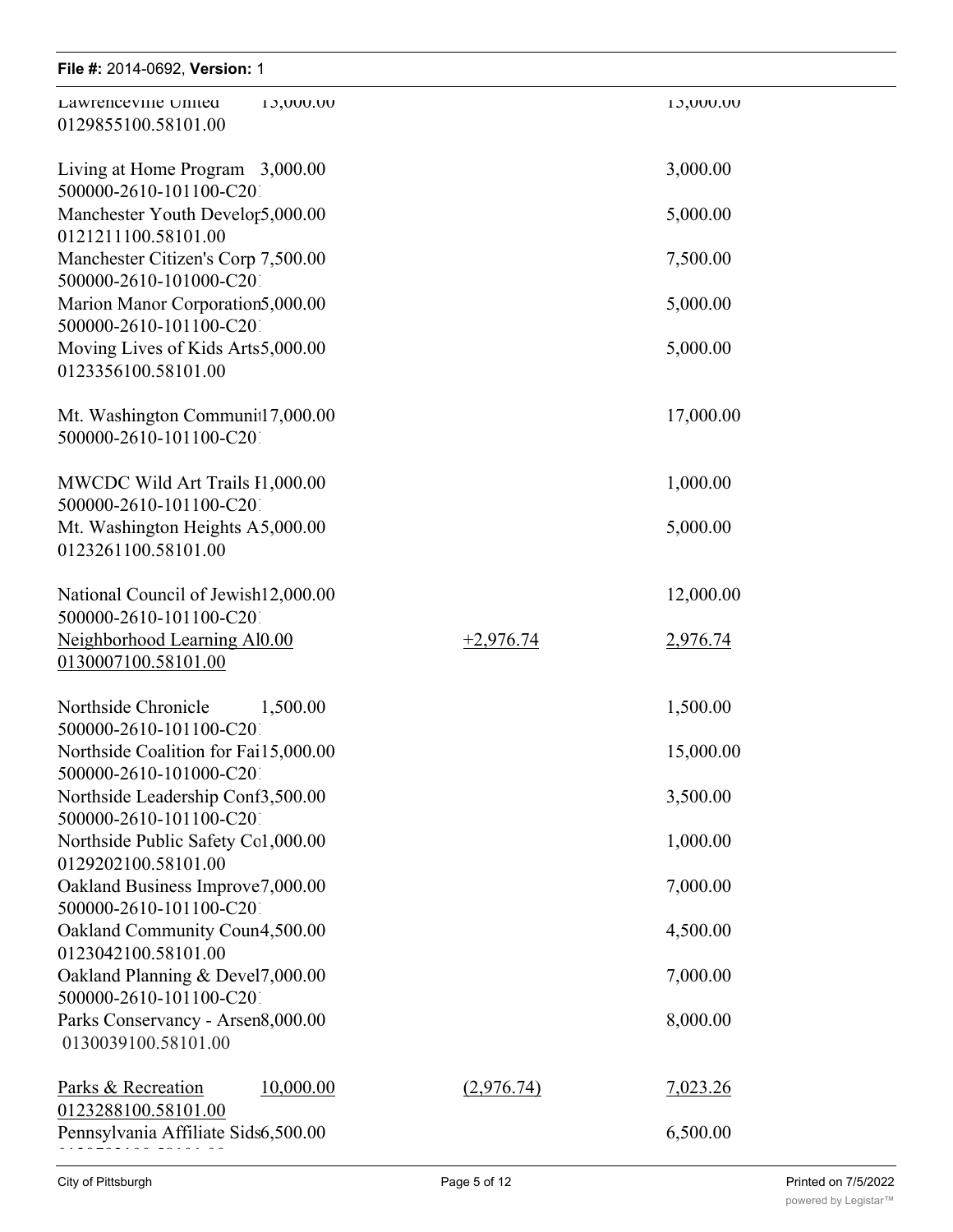| | | | |
|---|---|---|---|
| Lawrenceville United<br>0129855100.58101.00 | 15,000.00 | | 15,000.00 |
| Living at Home Program<br>500000-2610-101100-C20 | 3,000.00 | | 3,000.00 |
| Manchester Youth Develop<br>0121211100.58101.00 | 5,000.00 | | 5,000.00 |
| Manchester Citizen's Corp<br>500000-2610-101000-C20 | 7,500.00 | | 7,500.00 |
| Marion Manor Corporation<br>500000-2610-101100-C20 | 5,000.00 | | 5,000.00 |
| Moving Lives of Kids Arts<br>0123356100.58101.00 | 5,000.00 | | 5,000.00 |
| Mt. Washington Communi<br>500000-2610-101100-C20 | 17,000.00 | | 17,000.00 |
| MWCDC Wild Art Trails I<br>500000-2610-101100-C20 | 1,000.00 | | 1,000.00 |
| Mt. Washington Heights A<br>0123261100.58101.00 | 5,000.00 | | 5,000.00 |
| National Council of Jewish<br>500000-2610-101100-C20 | 12,000.00 | | 12,000.00 |
| Neighborhood Learning Al<br>0130007100.58101.00 | 0.00 | +2,976.74 | 2,976.74 |
| Northside Chronicle<br>500000-2610-101100-C20 | 1,500.00 | | 1,500.00 |
| Northside Coalition for Fai<br>500000-2610-101000-C20 | 15,000.00 | | 15,000.00 |
| Northside Leadership Conf<br>500000-2610-101100-C20 | 3,500.00 | | 3,500.00 |
| Northside Public Safety Co<br>0129202100.58101.00 | 1,000.00 | | 1,000.00 |
| Oakland Business Improve<br>500000-2610-101100-C20 | 7,000.00 | | 7,000.00 |
| Oakland Community Coun<br>0123042100.58101.00 | 4,500.00 | | 4,500.00 |
| Oakland Planning & Devel<br>500000-2610-101100-C20 | 7,000.00 | | 7,000.00 |
| Parks Conservancy - Arsen<br>0130039100.58101.00 | 8,000.00 | | 8,000.00 |
| Parks & Recreation<br>0123288100.58101.00 | 10,000.00 | (2,976.74) | 7,023.26 |
| Pennsylvania Affiliate Sids | 6,500.00 | | 6,500.00 |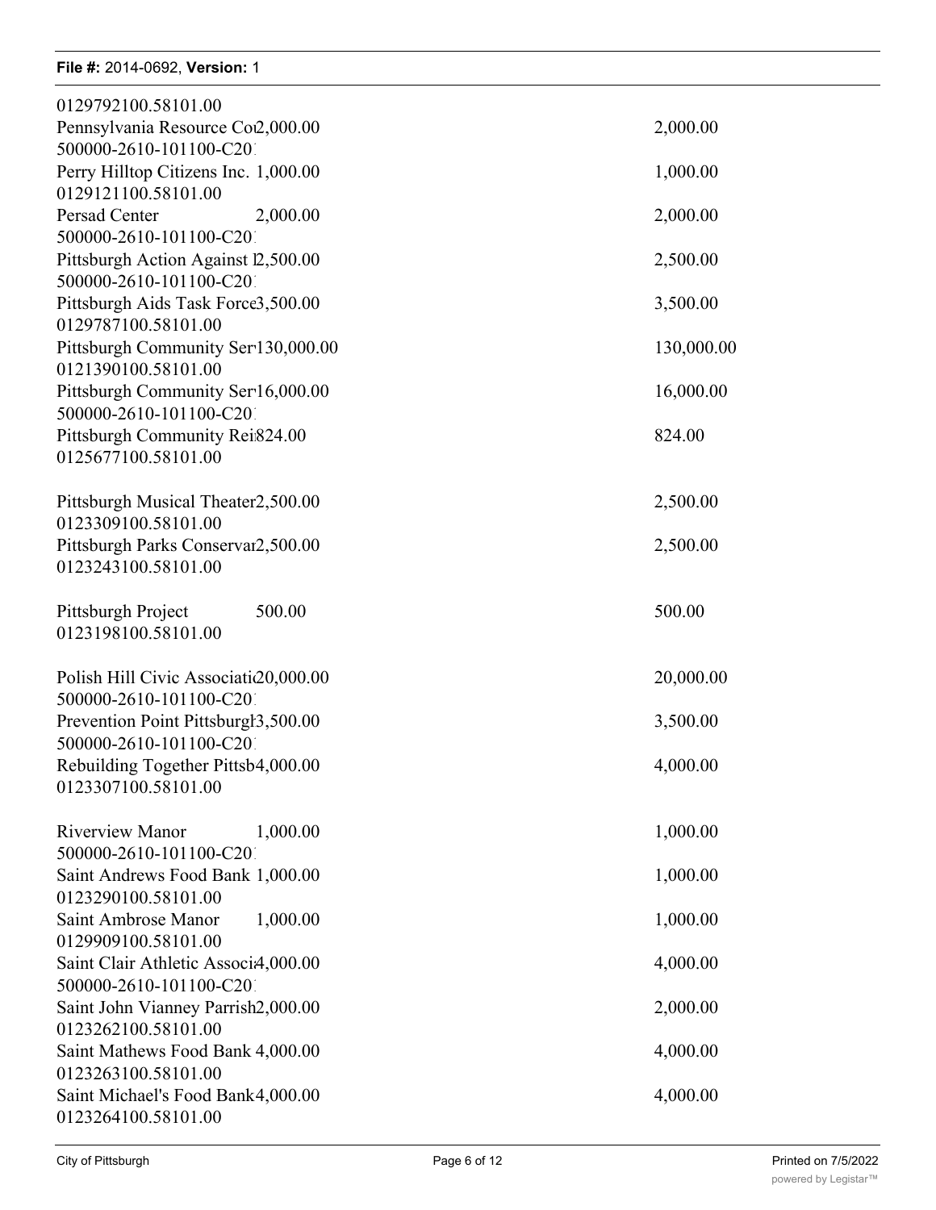0129792100.58101.00

| | | |
|---|---|---|
| Pennsylvania Resource Co | 2,000.00 | 2,000.00 |
| 500000-2610-101100-C20 | | |
| Perry Hilltop Citizens Inc. | 1,000.00 | 1,000.00 |
| 0129121100.58101.00 | | |
| Persad Center | 2,000.00 | 2,000.00 |
| 500000-2610-101100-C20 | | |
| Pittsburgh Action Against | 2,500.00 | 2,500.00 |
| 500000-2610-101100-C20 | | |
| Pittsburgh Aids Task Force | 3,500.00 | 3,500.00 |
| 0129787100.58101.00 | | |
| Pittsburgh Community Ser | 130,000.00 | 130,000.00 |
| 0121390100.58101.00 | | |
| Pittsburgh Community Ser | 16,000.00 | 16,000.00 |
| 500000-2610-101100-C20 | | |
| Pittsburgh Community Rei | 824.00 | 824.00 |
| 0125677100.58101.00 | | |
| Pittsburgh Musical Theater | 2,500.00 | 2,500.00 |
| 0123309100.58101.00 | | |
| Pittsburgh Parks Conserva | 2,500.00 | 2,500.00 |
| 0123243100.58101.00 | | |
| Pittsburgh Project | 500.00 | 500.00 |
| 0123198100.58101.00 | | |
| Polish Hill Civic Associati | 20,000.00 | 20,000.00 |
| 500000-2610-101100-C20 | | |
| Prevention Point Pittsburg | 3,500.00 | 3,500.00 |
| 500000-2610-101100-C20 | | |
| Rebuilding Together Pittsb | 4,000.00 | 4,000.00 |
| 0123307100.58101.00 | | |
| Riverview Manor | 1,000.00 | 1,000.00 |
| 500000-2610-101100-C20 | | |
| Saint Andrews Food Bank | 1,000.00 | 1,000.00 |
| 0123290100.58101.00 | | |
| Saint Ambrose Manor | 1,000.00 | 1,000.00 |
| 0129909100.58101.00 | | |
| Saint Clair Athletic Associ | 4,000.00 | 4,000.00 |
| 500000-2610-101100-C20 | | |
| Saint John Vianney Parrish | 2,000.00 | 2,000.00 |
| 0123262100.58101.00 | | |
| Saint Mathews Food Bank | 4,000.00 | 4,000.00 |
| 0123263100.58101.00 | | |
| Saint Michael's Food Bank | 4,000.00 | 4,000.00 |
| 0123264100.58101.00 | | |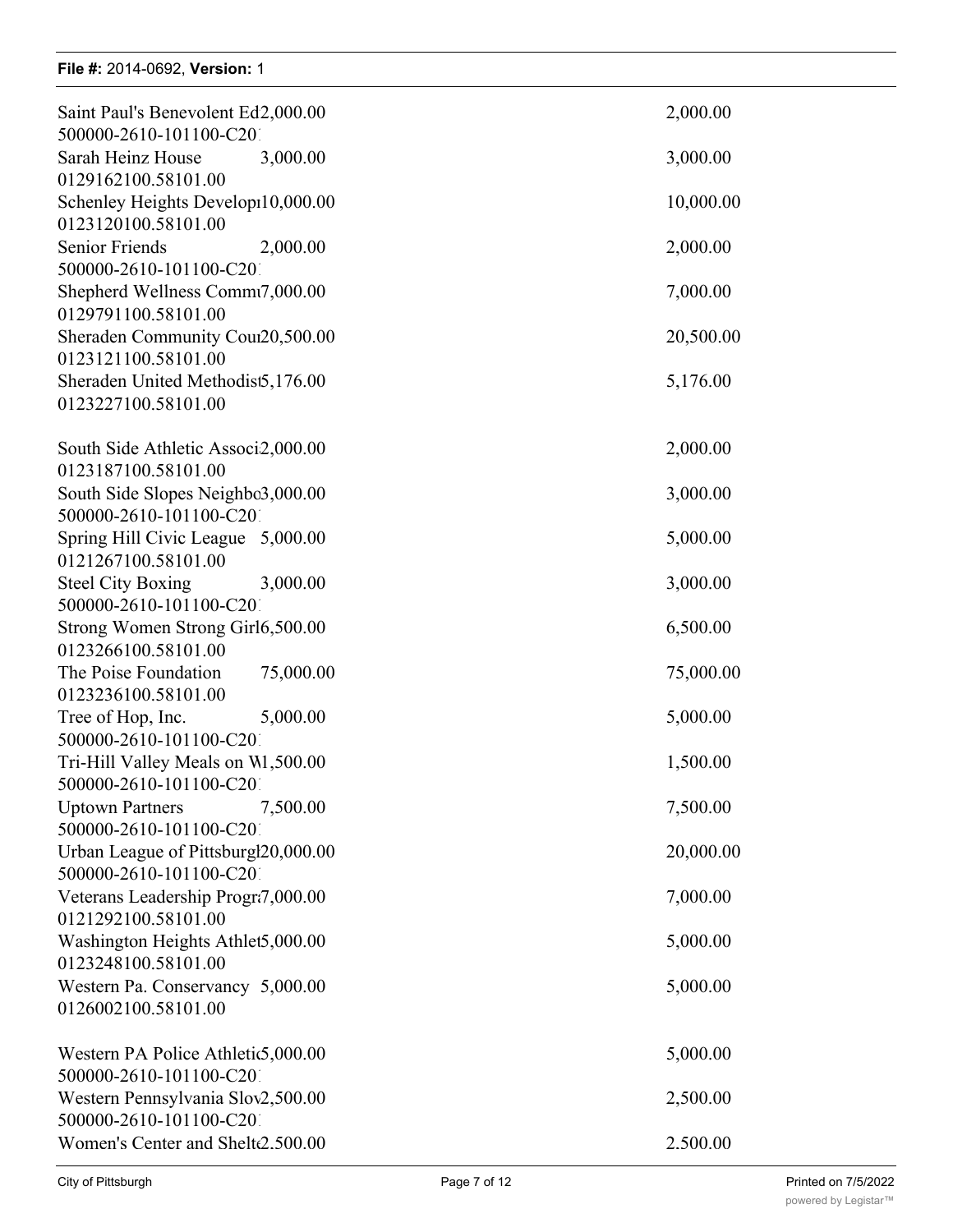| | | |
|---|---|---|
| Saint Paul's Benevolent Ed<br>500000-2610-101100-C20 | 2,000.00 | 2,000.00 |
| Sarah Heinz House<br>0129162100.58101.00 | 3,000.00 | 3,000.00 |
| Schenley Heights Developı<br>0123120100.58101.00 | 10,000.00 | 10,000.00 |
| Senior Friends<br>500000-2610-101100-C20 | 2,000.00 | 2,000.00 |
| Shepherd Wellness Commı<br>0129791100.58101.00 | 7,000.00 | 7,000.00 |
| Sheraden Community Cou<br>0123121100.58101.00 | 20,500.00 | 20,500.00 |
| Sheraden United Methodist<br>0123227100.58101.00 | 5,176.00 | 5,176.00 |
| South Side Athletic Associ<br>0123187100.58101.00 | 2,000.00 | 2,000.00 |
| South Side Slopes Neighbo<br>500000-2610-101100-C20 | 3,000.00 | 3,000.00 |
| Spring Hill Civic League<br>0121267100.58101.00 | 5,000.00 | 5,000.00 |
| Steel City Boxing<br>500000-2610-101100-C20 | 3,000.00 | 3,000.00 |
| Strong Women Strong Girl<br>0123266100.58101.00 | 6,500.00 | 6,500.00 |
| The Poise Foundation<br>0123236100.58101.00 | 75,000.00 | 75,000.00 |
| Tree of Hop, Inc.<br>500000-2610-101100-C20 | 5,000.00 | 5,000.00 |
| Tri-Hill Valley Meals on W<br>500000-2610-101100-C20 | 1,500.00 | 1,500.00 |
| Uptown Partners<br>500000-2610-101100-C20 | 7,500.00 | 7,500.00 |
| Urban League of Pittsburgl<br>500000-2610-101100-C20 | 20,000.00 | 20,000.00 |
| Veterans Leadership Progr<br>0121292100.58101.00 | 7,000.00 | 7,000.00 |
| Washington Heights Athlet<br>0123248100.58101.00 | 5,000.00 | 5,000.00 |
| Western Pa. Conservancy<br>0126002100.58101.00 | 5,000.00 | 5,000.00 |
| Western PA Police Athleti<br>500000-2610-101100-C20 | 5,000.00 | 5,000.00 |
| Western Pennsylvania Slov<br>500000-2610-101100-C20 | 2,500.00 | 2,500.00 |
| Women's Center and Shelt | 2.500.00 | 2.500.00 |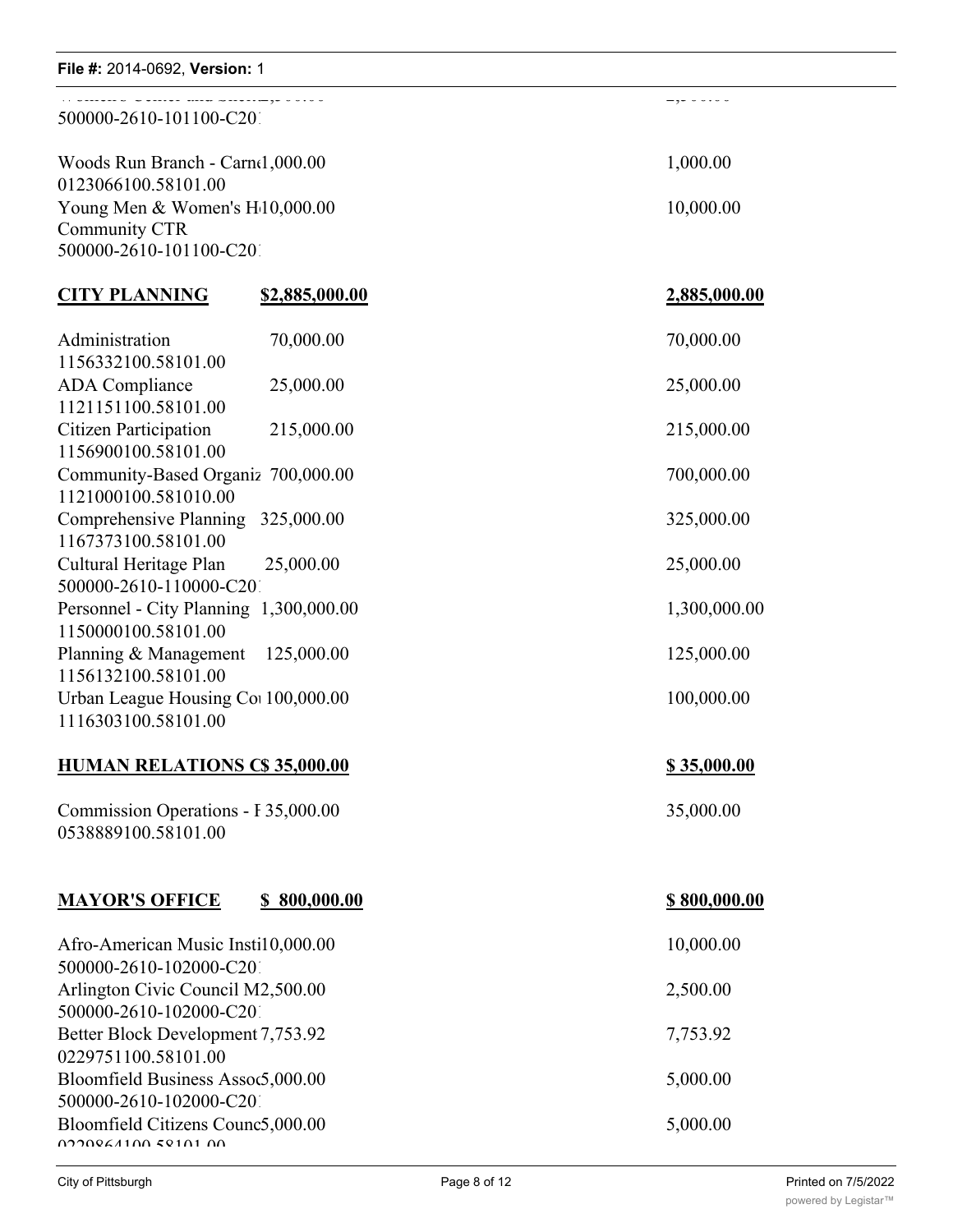| | | |
|---|---|---|
| Women's Center and Shelt 2,500.00<br>500000-2610-101100-C20 | | 2,500.00 |
| Woods Run Branch - Carn 1,000.00<br>0123066100.58101.00 | | 1,000.00 |
| Young Men & Women's H 10,000.00<br>Community CTR<br>500000-2610-101100-C20 | | 10,000.00 |
| **CITY PLANNING** | **$2,885,000.00** | **2,885,000.00** |
| Administration<br>1156332100.58101.00 | 70,000.00 | 70,000.00 |
| ADA Compliance<br>1121151100.58101.00 | 25,000.00 | 25,000.00 |
| Citizen Participation<br>1156900100.58101.00 | 215,000.00 | 215,000.00 |
| Community-Based Organiz<br>1121000100.581010.00 | 700,000.00 | 700,000.00 |
| Comprehensive Planning<br>1167373100.58101.00 | 325,000.00 | 325,000.00 |
| Cultural Heritage Plan<br>500000-2610-110000-C20 | 25,000.00 | 25,000.00 |
| Personnel - City Planning<br>1150000100.58101.00 | 1,300,000.00 | 1,300,000.00 |
| Planning & Management<br>1156132100.58101.00 | 125,000.00 | 125,000.00 |
| Urban League Housing Co<br>1116303100.58101.00 | 100,000.00 | 100,000.00 |
| **HUMAN RELATIONS C** | **$ 35,000.00** | **$ 35,000.00** |
| Commission Operations - I<br>0538889100.58101.00 | 35,000.00 | 35,000.00 |
| **MAYOR'S OFFICE** | **$ 800,000.00** | **$ 800,000.00** |
| Afro-American Music Insti<br>500000-2610-102000-C20 | 10,000.00 | 10,000.00 |
| Arlington Civic Council M<br>500000-2610-102000-C20 | 2,500.00 | 2,500.00 |
| Better Block Development<br>0229751100.58101.00 | 7,753.92 | 7,753.92 |
| Bloomfield Business Asso<br>500000-2610-102000-C20 | 5,000.00 | 5,000.00 |
| Bloomfield Citizens Counc<br>0229864100.58101.00 | 5,000.00 | 5,000.00 |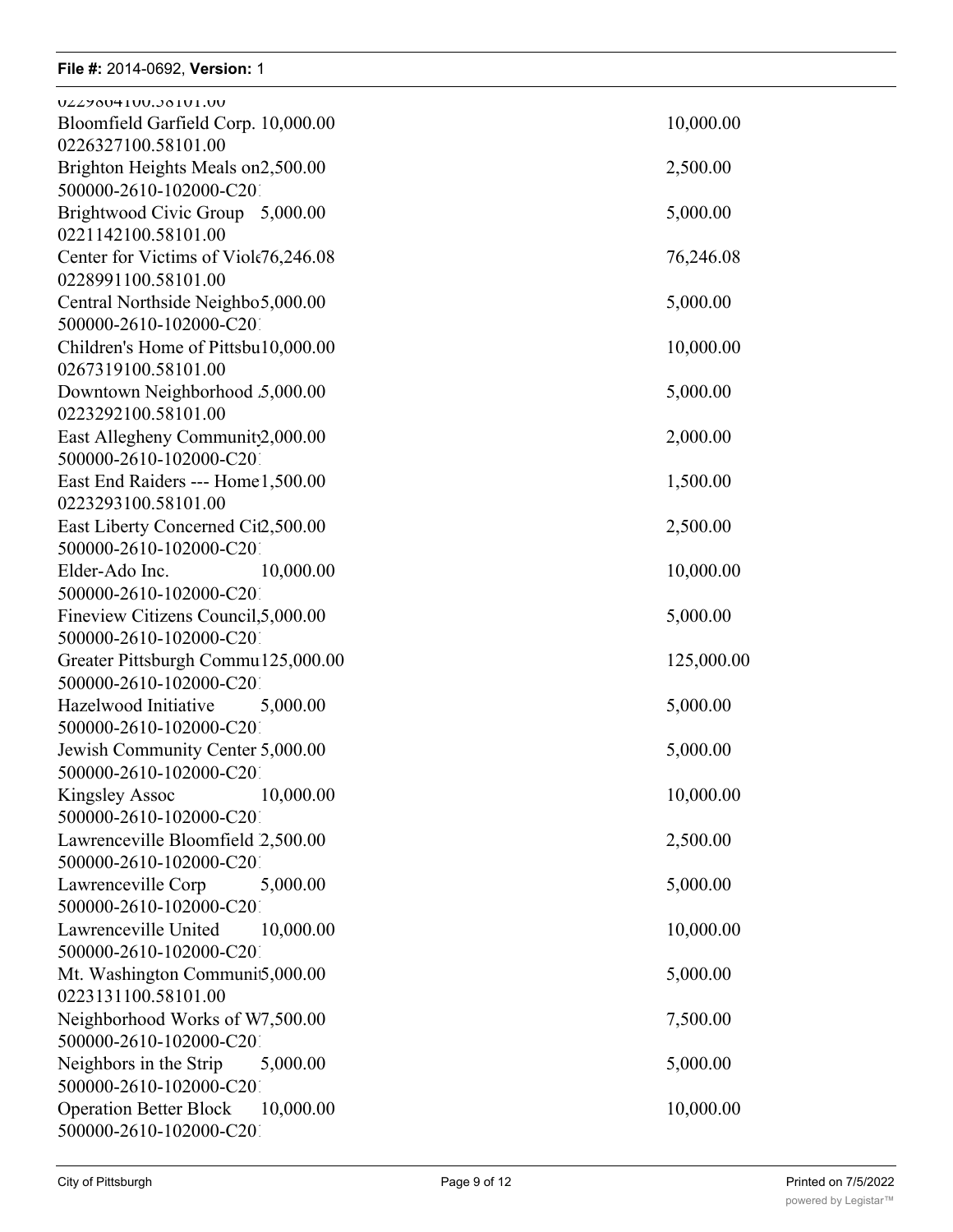0229804100.58101.00

| | | |
|---|---|---|
| Bloomfield Garfield Corp. | 10,000.00 | 10,000.00 |
| 0226327100.58101.00 | | |
| Brighton Heights Meals on | 2,500.00 | 2,500.00 |
| 500000-2610-102000-C20 | | |
| Brightwood Civic Group | 5,000.00 | 5,000.00 |
| 0221142100.58101.00 | | |
| Center for Victims of Viol | 76,246.08 | 76,246.08 |
| 0228991100.58101.00 | | |
| Central Northside Neighbo | 5,000.00 | 5,000.00 |
| 500000-2610-102000-C20 | | |
| Children's Home of Pittsbu | 10,000.00 | 10,000.00 |
| 0267319100.58101.00 | | |
| Downtown Neighborhood | 5,000.00 | 5,000.00 |
| 0223292100.58101.00 | | |
| East Allegheny Community | 2,000.00 | 2,000.00 |
| 500000-2610-102000-C20 | | |
| East End Raiders --- Home | 1,500.00 | 1,500.00 |
| 0223293100.58101.00 | | |
| East Liberty Concerned Ci | 2,500.00 | 2,500.00 |
| 500000-2610-102000-C20 | | |
| Elder-Ado Inc. | 10,000.00 | 10,000.00 |
| 500000-2610-102000-C20 | | |
| Fineview Citizens Council | 5,000.00 | 5,000.00 |
| 500000-2610-102000-C20 | | |
| Greater Pittsburgh Commu | 125,000.00 | 125,000.00 |
| 500000-2610-102000-C20 | | |
| Hazelwood Initiative | 5,000.00 | 5,000.00 |
| 500000-2610-102000-C20 | | |
| Jewish Community Center | 5,000.00 | 5,000.00 |
| 500000-2610-102000-C20 | | |
| Kingsley Assoc | 10,000.00 | 10,000.00 |
| 500000-2610-102000-C20 | | |
| Lawrenceville Bloomfield | 2,500.00 | 2,500.00 |
| 500000-2610-102000-C20 | | |
| Lawrenceville Corp | 5,000.00 | 5,000.00 |
| 500000-2610-102000-C20 | | |
| Lawrenceville United | 10,000.00 | 10,000.00 |
| 500000-2610-102000-C20 | | |
| Mt. Washington Communi | 5,000.00 | 5,000.00 |
| 0223131100.58101.00 | | |
| Neighborhood Works of W | 7,500.00 | 7,500.00 |
| 500000-2610-102000-C20 | | |
| Neighbors in the Strip | 5,000.00 | 5,000.00 |
| 500000-2610-102000-C20 | | |
| Operation Better Block | 10,000.00 | 10,000.00 |
| 500000-2610-102000-C20 | | |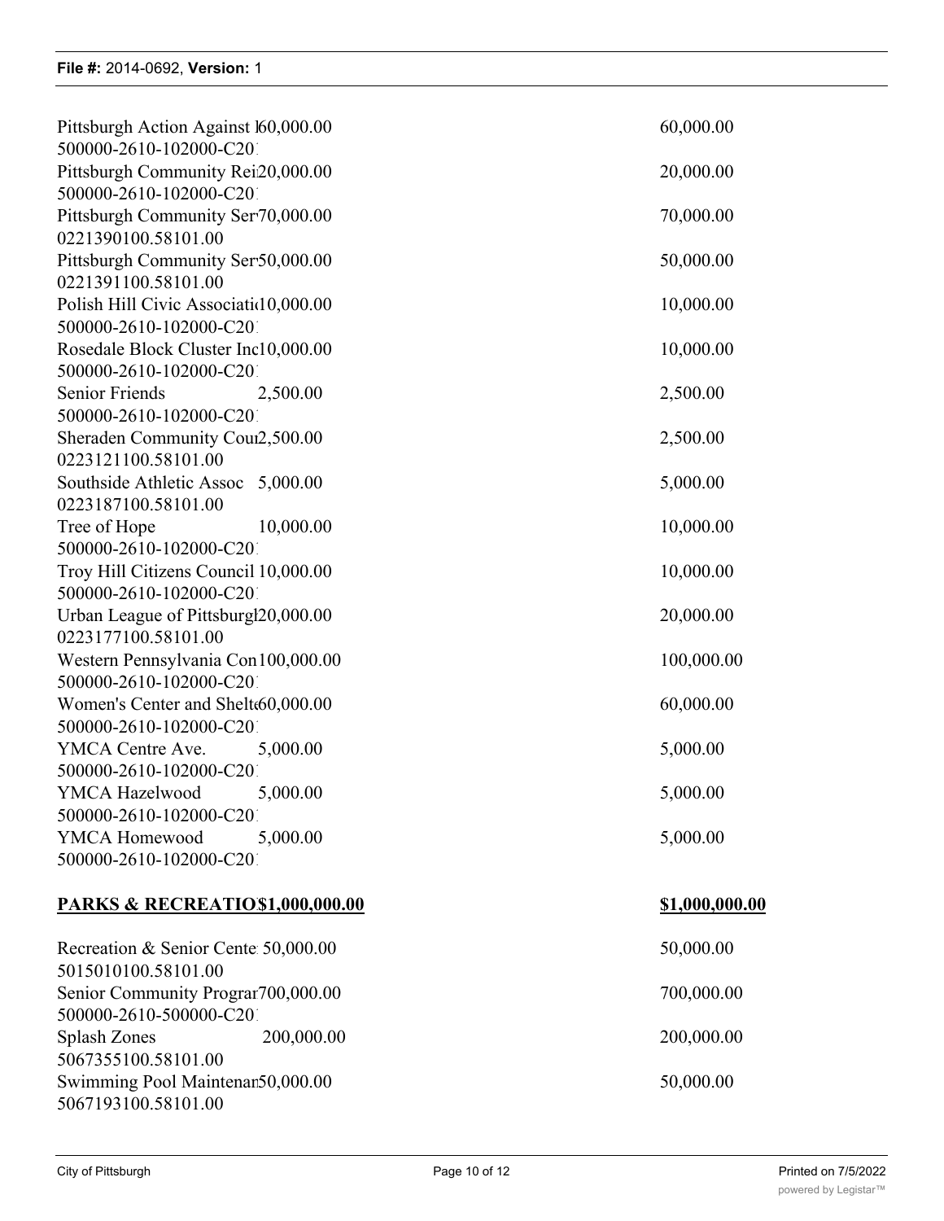| | | |
|---|---|---|
| Pittsburgh Action Against I<br>500000-2610-102000-C20 | 60,000.00 | 60,000.00 |
| Pittsburgh Community Rei<br>500000-2610-102000-C20 | 20,000.00 | 20,000.00 |
| Pittsburgh Community Ser<br>0221390100.58101.00 | 70,000.00 | 70,000.00 |
| Pittsburgh Community Ser<br>0221391100.58101.00 | 50,000.00 | 50,000.00 |
| Polish Hill Civic Associati<br>500000-2610-102000-C20 | 10,000.00 | 10,000.00 |
| Rosedale Block Cluster Inc<br>500000-2610-102000-C20 | 10,000.00 | 10,000.00 |
| Senior Friends<br>500000-2610-102000-C20 | 2,500.00 | 2,500.00 |
| Sheraden Community Cou<br>0223121100.58101.00 | 2,500.00 | 2,500.00 |
| Southside Athletic Assoc<br>0223187100.58101.00 | 5,000.00 | 5,000.00 |
| Tree of Hope<br>500000-2610-102000-C20 | 10,000.00 | 10,000.00 |
| Troy Hill Citizens Council<br>500000-2610-102000-C20 | 10,000.00 | 10,000.00 |
| Urban League of Pittsburg<br>0223177100.58101.00 | 20,000.00 | 20,000.00 |
| Western Pennsylvania Con<br>500000-2610-102000-C20 | 100,000.00 | 100,000.00 |
| Women's Center and Shelt<br>500000-2610-102000-C20 | 60,000.00 | 60,000.00 |
| YMCA Centre Ave.<br>500000-2610-102000-C20 | 5,000.00 | 5,000.00 |
| YMCA Hazelwood<br>500000-2610-102000-C20 | 5,000.00 | 5,000.00 |
| YMCA Homewood<br>500000-2610-102000-C20 | 5,000.00 | 5,000.00 |
| **PARKS & RECREATIO** | **$1,000,000.00** | **$1,000,000.00** |
| Recreation & Senior Cente<br>5015010100.58101.00 | 50,000.00 | 50,000.00 |
| Senior Community Prograr<br>500000-2610-500000-C20 | 700,000.00 | 700,000.00 |
| Splash Zones<br>5067355100.58101.00 | 200,000.00 | 200,000.00 |
| Swimming Pool Maintenar<br>5067193100.58101.00 | 50,000.00 | 50,000.00 |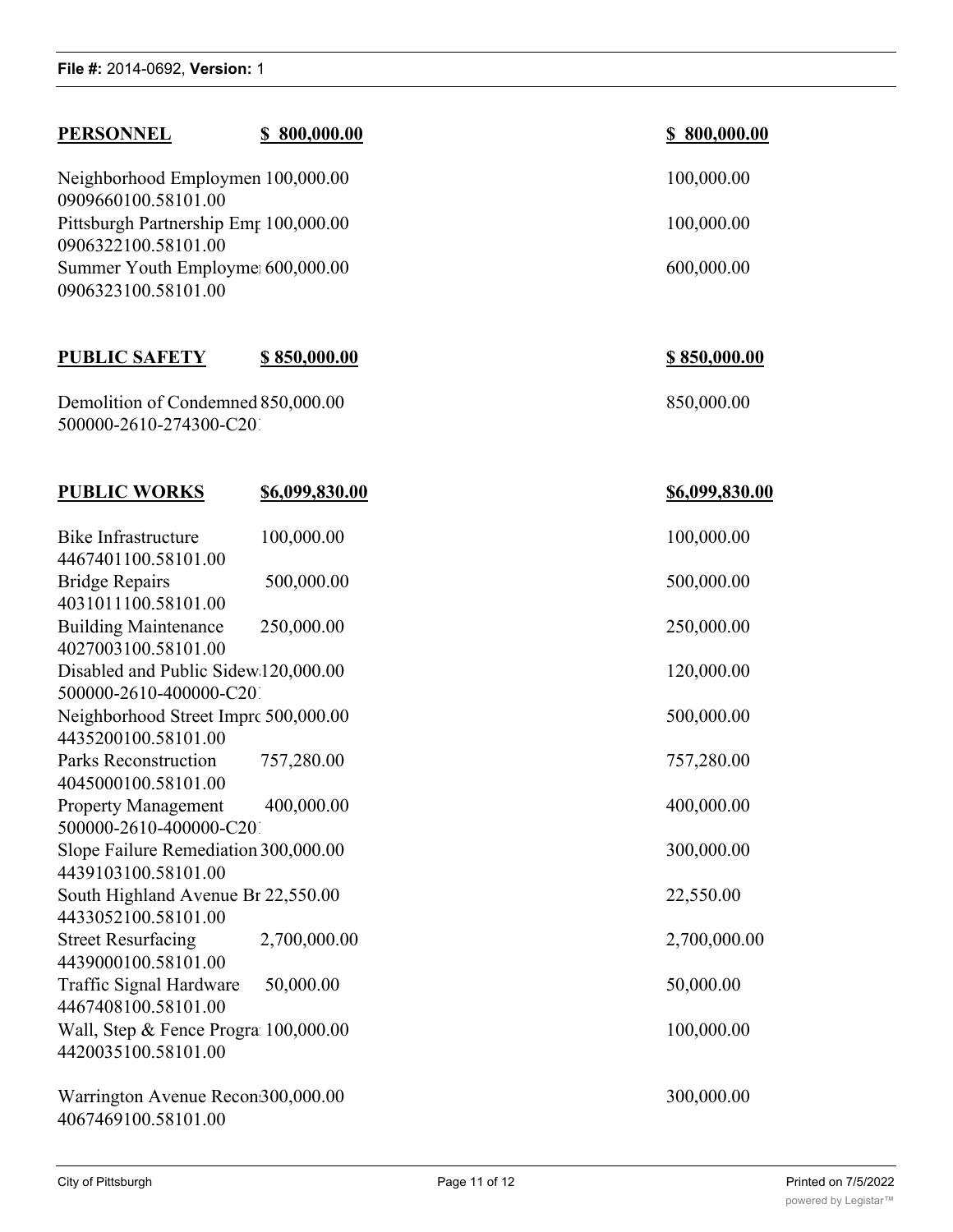| | | |
|---|---|---|
| **PERSONNEL** | **$ 800,000.00** | **$ 800,000.00** |
| Neighborhood Employmen 0909660100.58101.00 | 100,000.00 | 100,000.00 |
| Pittsburgh Partnership Emp 0906322100.58101.00 | 100,000.00 | 100,000.00 |
| Summer Youth Employme 0906323100.58101.00 | 600,000.00 | 600,000.00 |
| **PUBLIC SAFETY** | **$ 850,000.00** | **$ 850,000.00** |
| Demolition of Condemned 500000-2610-274300-C20 | 850,000.00 | 850,000.00 |
| **PUBLIC WORKS** | **$6,099,830.00** | **$6,099,830.00** |
| Bike Infrastructure 4467401100.58101.00 | 100,000.00 | 100,000.00 |
| Bridge Repairs 4031011100.58101.00 | 500,000.00 | 500,000.00 |
| Building Maintenance 4027003100.58101.00 | 250,000.00 | 250,000.00 |
| Disabled and Public Sidew 500000-2610-400000-C20 | 120,000.00 | 120,000.00 |
| Neighborhood Street Impr 4435200100.58101.00 | 500,000.00 | 500,000.00 |
| Parks Reconstruction 4045000100.58101.00 | 757,280.00 | 757,280.00 |
| Property Management 500000-2610-400000-C20 | 400,000.00 | 400,000.00 |
| Slope Failure Remediation 4439103100.58101.00 | 300,000.00 | 300,000.00 |
| South Highland Avenue Br 4433052100.58101.00 | 22,550.00 | 22,550.00 |
| Street Resurfacing 4439000100.58101.00 | 2,700,000.00 | 2,700,000.00 |
| Traffic Signal Hardware 4467408100.58101.00 | 50,000.00 | 50,000.00 |
| Wall, Step & Fence Progra 4420035100.58101.00 | 100,000.00 | 100,000.00 |
| Warrington Avenue Recon 4067469100.58101.00 | 300,000.00 | 300,000.00 |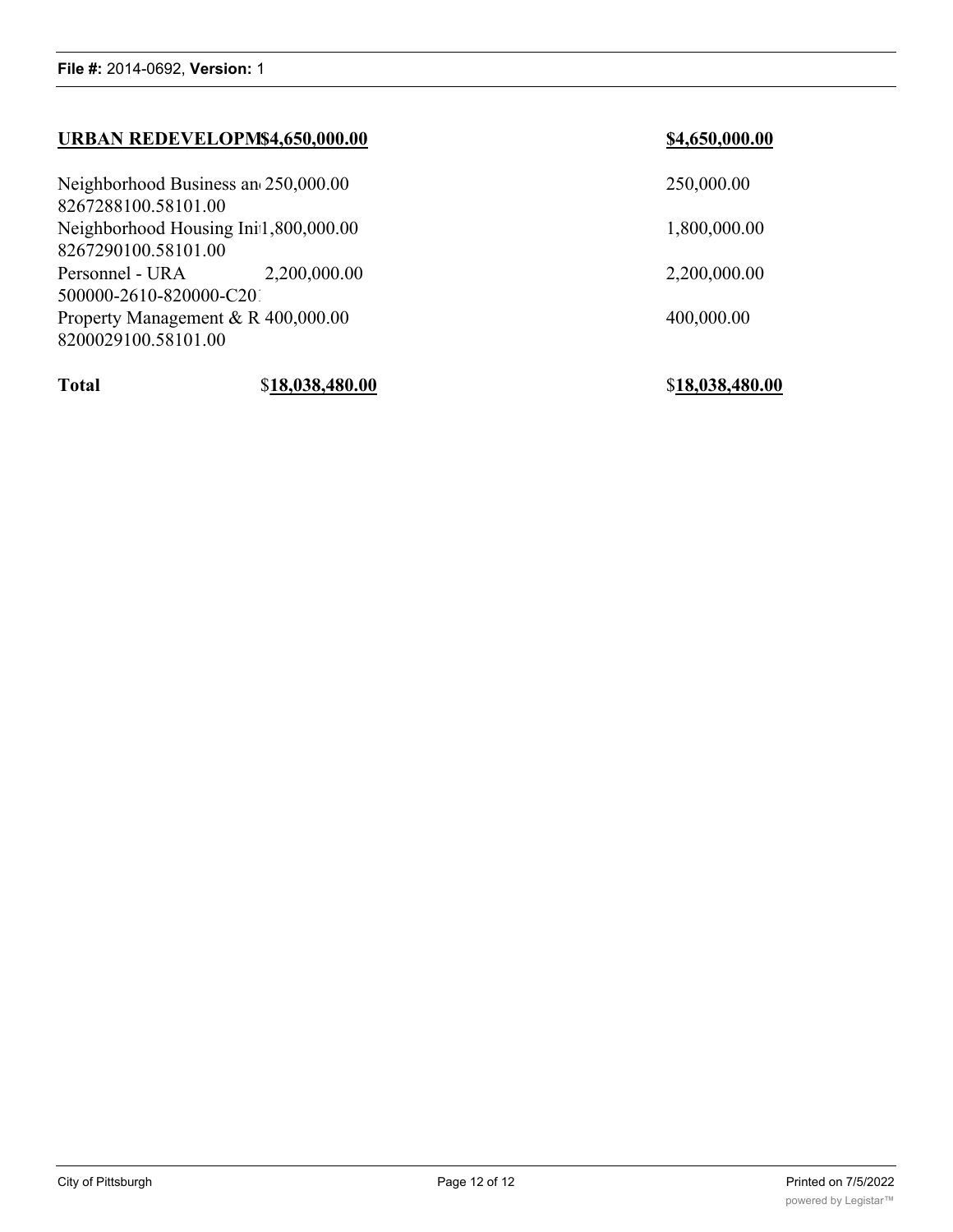| | | |
|---|---|---|
| **URBAN REDEVELOPM** | **$4,650,000.00** | **$4,650,000.00** |
| Neighborhood Business an 8267288100.58101.00 | 250,000.00 | 250,000.00 |
| Neighborhood Housing Ini 8267290100.58101.00 | 1,800,000.00 | 1,800,000.00 |
| Personnel - URA 500000-2610-820000-C20 | 2,200,000.00 | 2,200,000.00 |
| Property Management & R 8200029100.58101.00 | 400,000.00 | 400,000.00 |
| **Total** | $**18,038,480.00** | $**18,038,480.00** |